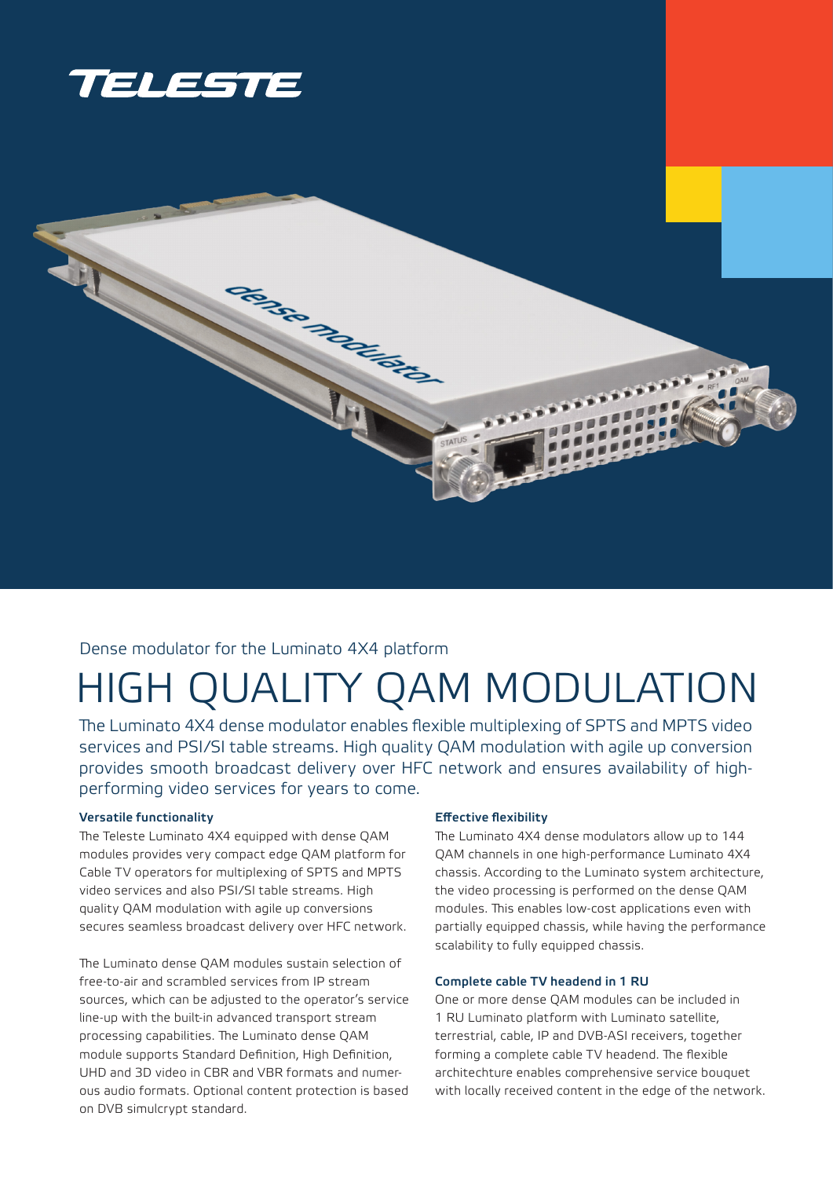Dense modulator for the Luminato 4X4 platform

# HIGH QUALITY QAM MODULATION

The Luminato 4X4 dense modulator enables flexible multiplexing of SPTS and MPTS video services and PSI/SI table streams. High quality QAM modulation with agile up conversion provides smooth broadcast delivery over HFC network and ensures availability of high-performing video services for years to come.

**Versatile functionality**

The Teleste Luminato 4X4 equipped with dense QAM modules provides very compact edge QAM platform for Cable TV operators for multiplexing of SPTS and MPTS video services and also PSI/SI table streams. High quality QAM modulation with agile up conversions secures seamless broadcast delivery over HFC network.

The Luminato dense QAM modules sustain selection of free-to-air and scrambled services from IP stream sources, which can be adjusted to the operator's service line-up with the built-in advanced transport stream processing capabilities. The Luminato dense QAM module supports Standard Definition, High Definition, UHD and 3D video in CBR and VBR formats and numerous audio formats. Optional content protection is based on DVB simulcrypt standard.

**Effective flexibility**

The Luminato 4X4 dense modulators allow up to 144 QAM channels in one high-performance Luminato 4X4 chassis. According to the Luminato system architecture, the video processing is performed on the dense QAM modules. This enables low-cost applications even with partially equipped chassis, while having the performance scalability to fully equipped chassis.

**Complete cable TV headend in 1 RU**

One or more dense QAM modules can be included in 1 RU Luminato platform with Luminato satellite, terrestrial, cable, IP and DVB-ASI receivers, together forming a complete cable TV headend. The flexible architechture enables comprehensive service bouquet with locally received content in the edge of the network.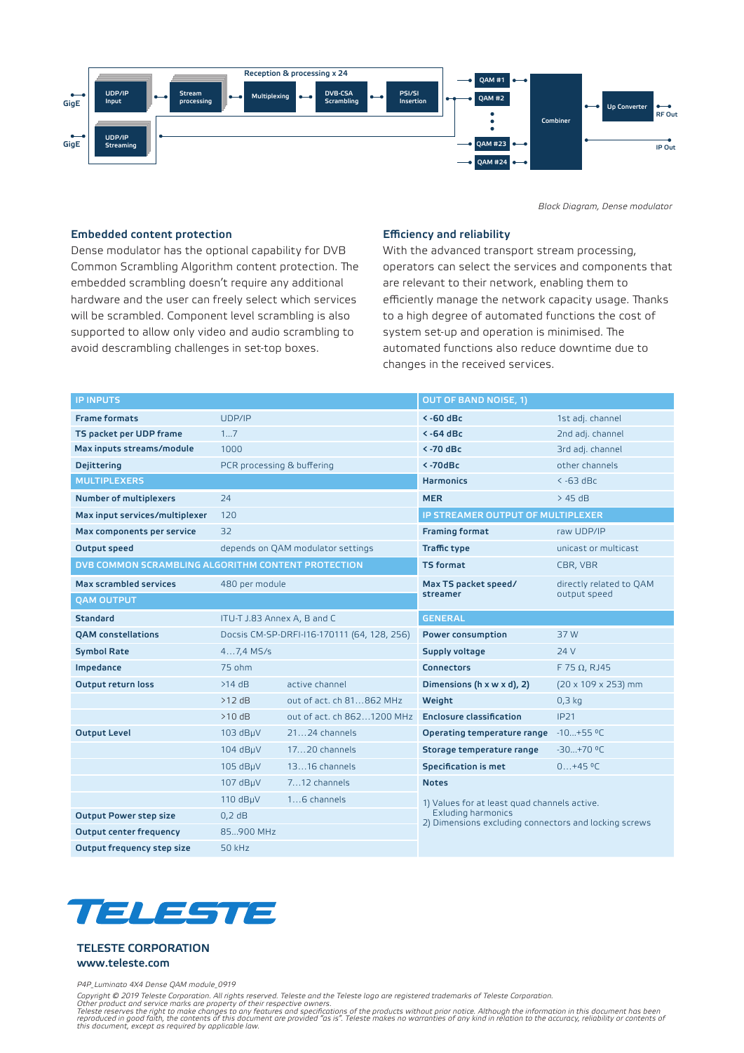GigE

UDP/IP Input

Stream processing

Reception & processing x 24

Multiplexing

DVB-CSA Scrambling

PSI/SI Insertion

QAM #1

QAM #2

QAM #23

QAM #24

Combiner

Up Converter

RF Out

GigE

UDP/IP Streaming

IP Out

*Block Diagram, Dense modulator*

### Embedded content protection

Dense modulator has the optional capability for DVB Common Scrambling Algorithm content protection. The embedded scrambling doesn't require any additional hardware and the user can freely select which services will be scrambled. Component level scrambling is also supported to allow only video and audio scrambling to avoid descrambling challenges in set-top boxes.

### Efficiency and reliability

With the advanced transport stream processing, operators can select the services and components that are relevant to their network, enabling them to efficiently manage the network capacity usage. Thanks to a high degree of automated functions the cost of system set-up and operation is minimised. The automated functions also reduce downtime due to changes in the received services.

| IP INPUTS | | |
|---|---|---|
| **Frame formats** | UDP/IP | |
| **TS packet per UDP frame** | 1…7 | |
| **Max inputs streams/module** | 1000 | |
| **Dejittering** | PCR processing & buffering | |
| **MULTIPLEXERS** | | |
| **Number of multiplexers** | 24 | |
| **Max input services/multiplexer** | 120 | |
| **Max components per service** | 32 | |
| **Output speed** | depends on QAM modulator settings | |
| **DVB COMMON SCRAMBLING ALGORITHM CONTENT PROTECTION** | | |
| **Max scrambled services** | 480 per module | |
| **QAM OUTPUT** | | |
| **Standard** | ITU-T J.83 Annex A, B and C | |
| **QAM constellations** | Docsis CM-SP-DRFI-I16-170111 (64, 128, 256) | |
| **Symbol Rate** | 4…7,4 MS/s | |
| **Impedance** | 75 ohm | |
| **Output return loss** | >14 dB | active channel |
| | >12 dB | out of act. ch 81…862 MHz |
| | >10 dB | out of act. ch 862…1200 MHz |
| **Output Level** | 103 dBµV | 21…24 channels |
| | 104 dBµV | 17…20 channels |
| | 105 dBµV | 13…16 channels |
| | 107 dBµV | 7…12 channels |
| | 110 dBµV | 1…6 channels |
| **Output Power step size** | 0,2 dB | |
| **Output center frequency** | 85…900 MHz | |
| **Output frequency step size** | 50 kHz | |

| OUT OF BAND NOISE, 1) | |
|---|---|
| **< -60 dBc** | 1st adj. channel |
| **< -64 dBc** | 2nd adj. channel |
| **< -70 dBc** | 3rd adj. channel |
| **< -70dBc** | other channels |
| **Harmonics** | < -63 dBc |
| **MER** | > 45 dB |
| **IP STREAMER OUTPUT OF MULTIPLEXER** | |
| **Framing format** | raw UDP/IP |
| **Traffic type** | unicast or multicast |
| **TS format** | CBR, VBR |
| **Max TS packet speed/ streamer** | directly related to QAM output speed |
| **GENERAL** | |
| **Power consumption** | 37 W |
| **Supply voltage** | 24 V |
| **Connectors** | F 75 Ω, RJ45 |
| **Dimensions (h x w x d), 2)** | (20 x 109 x 253) mm |
| **Weight** | 0,3 kg |
| **Enclosure classification** | IP21 |
| **Operating temperature range** | -10…+55 ºC |
| **Storage temperature range** | -30…+70 ºC |
| **Specification is met** | 0…+45 ºC |
| **Notes** | |

1) Values for at least quad channels active. Exluding harmonics
2) Dimensions excluding connectors and locking screws

TELESTE

**TELESTE CORPORATION**
**www.teleste.com**

*P4P_Luminato 4X4 Dense QAM module_0919*

*Copyright © 2019 Teleste Corporation. All rights reserved. Teleste and the Teleste logo are registered trademarks of Teleste Corporation. Other product and service marks are property of their respective owners. Teleste reserves the right to make changes to any features and specifications of the products without prior notice. Although the information in this document has been reproduced in good faith, the contents of this document are provided "as is". Teleste makes no warranties of any kind in relation to the accuracy, reliability or contents of this document, except as required by applicable law.*